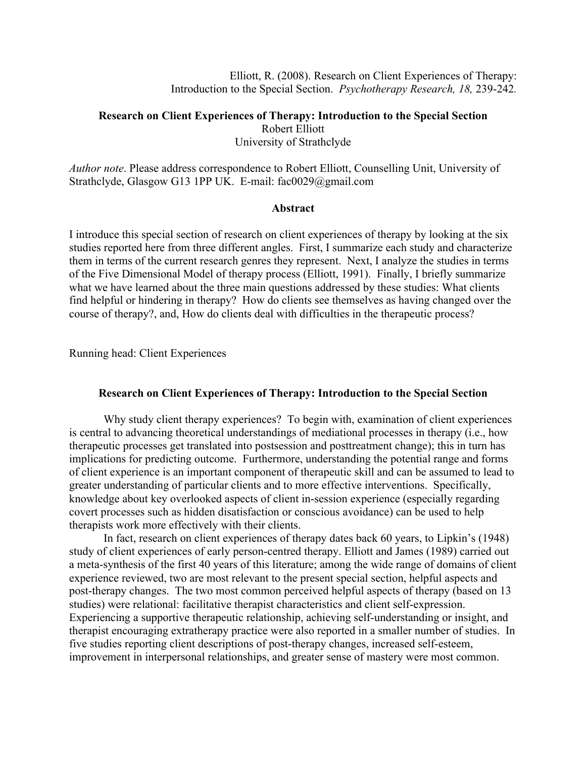Elliott, R. (2008). Research on Client Experiences of Therapy: Introduction to the Special Section. *Psychotherapy Research, 18,* 239-242.

# Research on Client Experiences of Therapy: Introduction to the Special Section

Robert Elliott
University of Strathclyde

*Author note*. Please address correspondence to Robert Elliott, Counselling Unit, University of Strathclyde, Glasgow G13 1PP UK. E-mail: fac0029@gmail.com

## Abstract

I introduce this special section of research on client experiences of therapy by looking at the six studies reported here from three different angles. First, I summarize each study and characterize them in terms of the current research genres they represent. Next, I analyze the studies in terms of the Five Dimensional Model of therapy process (Elliott, 1991). Finally, I briefly summarize what we have learned about the three main questions addressed by these studies: What clients find helpful or hindering in therapy? How do clients see themselves as having changed over the course of therapy?, and, How do clients deal with difficulties in the therapeutic process?

Running head: Client Experiences

## Research on Client Experiences of Therapy: Introduction to the Special Section

Why study client therapy experiences? To begin with, examination of client experiences is central to advancing theoretical understandings of mediational processes in therapy (i.e., how therapeutic processes get translated into postsession and posttreatment change); this in turn has implications for predicting outcome. Furthermore, understanding the potential range and forms of client experience is an important component of therapeutic skill and can be assumed to lead to greater understanding of particular clients and to more effective interventions. Specifically, knowledge about key overlooked aspects of client in-session experience (especially regarding covert processes such as hidden disatisfaction or conscious avoidance) can be used to help therapists work more effectively with their clients.

In fact, research on client experiences of therapy dates back 60 years, to Lipkin's (1948) study of client experiences of early person-centred therapy. Elliott and James (1989) carried out a meta-synthesis of the first 40 years of this literature; among the wide range of domains of client experience reviewed, two are most relevant to the present special section, helpful aspects and post-therapy changes. The two most common perceived helpful aspects of therapy (based on 13 studies) were relational: facilitative therapist characteristics and client self-expression. Experiencing a supportive therapeutic relationship, achieving self-understanding or insight, and therapist encouraging extratherapy practice were also reported in a smaller number of studies. In five studies reporting client descriptions of post-therapy changes, increased self-esteem, improvement in interpersonal relationships, and greater sense of mastery were most common.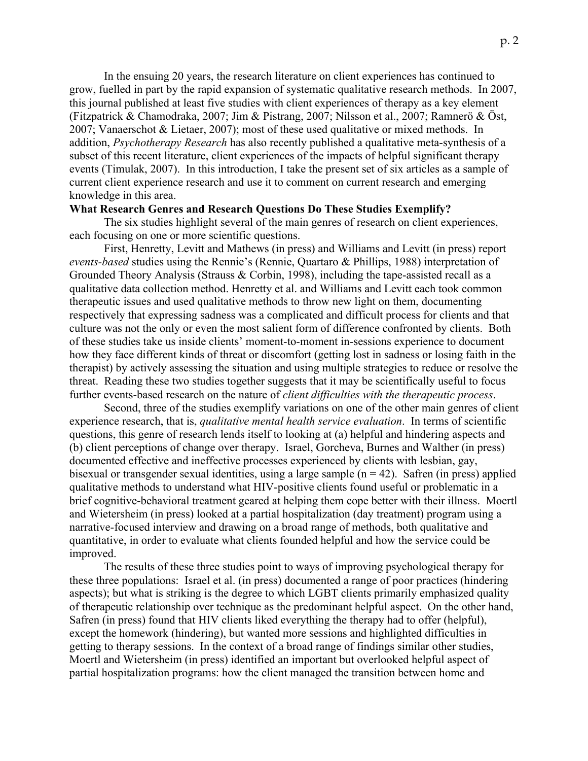In the ensuing 20 years, the research literature on client experiences has continued to grow, fuelled in part by the rapid expansion of systematic qualitative research methods. In 2007, this journal published at least five studies with client experiences of therapy as a key element (Fitzpatrick & Chamodraka, 2007; Jim & Pistrang, 2007; Nilsson et al., 2007; Ramnerö & Öst, 2007; Vanaerschot & Lietaer, 2007); most of these used qualitative or mixed methods. In addition, *Psychotherapy Research* has also recently published a qualitative meta-synthesis of a subset of this recent literature, client experiences of the impacts of helpful significant therapy events (Timulak, 2007). In this introduction, I take the present set of six articles as a sample of current client experience research and use it to comment on current research and emerging knowledge in this area.

**What Research Genres and Research Questions Do These Studies Exemplify?**

The six studies highlight several of the main genres of research on client experiences, each focusing on one or more scientific questions.

First, Henretty, Levitt and Mathews (in press) and Williams and Levitt (in press) report *events-based* studies using the Rennie's (Rennie, Quartaro & Phillips, 1988) interpretation of Grounded Theory Analysis (Strauss & Corbin, 1998), including the tape-assisted recall as a qualitative data collection method. Henretty et al. and Williams and Levitt each took common therapeutic issues and used qualitative methods to throw new light on them, documenting respectively that expressing sadness was a complicated and difficult process for clients and that culture was not the only or even the most salient form of difference confronted by clients. Both of these studies take us inside clients' moment-to-moment in-sessions experience to document how they face different kinds of threat or discomfort (getting lost in sadness or losing faith in the therapist) by actively assessing the situation and using multiple strategies to reduce or resolve the threat. Reading these two studies together suggests that it may be scientifically useful to focus further events-based research on the nature of *client difficulties with the therapeutic process*.

Second, three of the studies exemplify variations on one of the other main genres of client experience research, that is, *qualitative mental health service evaluation*. In terms of scientific questions, this genre of research lends itself to looking at (a) helpful and hindering aspects and (b) client perceptions of change over therapy. Israel, Gorcheva, Burnes and Walther (in press) documented effective and ineffective processes experienced by clients with lesbian, gay, bisexual or transgender sexual identities, using a large sample (n = 42). Safren (in press) applied qualitative methods to understand what HIV-positive clients found useful or problematic in a brief cognitive-behavioral treatment geared at helping them cope better with their illness. Moertl and Wietersheim (in press) looked at a partial hospitalization (day treatment) program using a narrative-focused interview and drawing on a broad range of methods, both qualitative and quantitative, in order to evaluate what clients founded helpful and how the service could be improved.

The results of these three studies point to ways of improving psychological therapy for these three populations: Israel et al. (in press) documented a range of poor practices (hindering aspects); but what is striking is the degree to which LGBT clients primarily emphasized quality of therapeutic relationship over technique as the predominant helpful aspect. On the other hand, Safren (in press) found that HIV clients liked everything the therapy had to offer (helpful), except the homework (hindering), but wanted more sessions and highlighted difficulties in getting to therapy sessions. In the context of a broad range of findings similar other studies, Moertl and Wietersheim (in press) identified an important but overlooked helpful aspect of partial hospitalization programs: how the client managed the transition between home and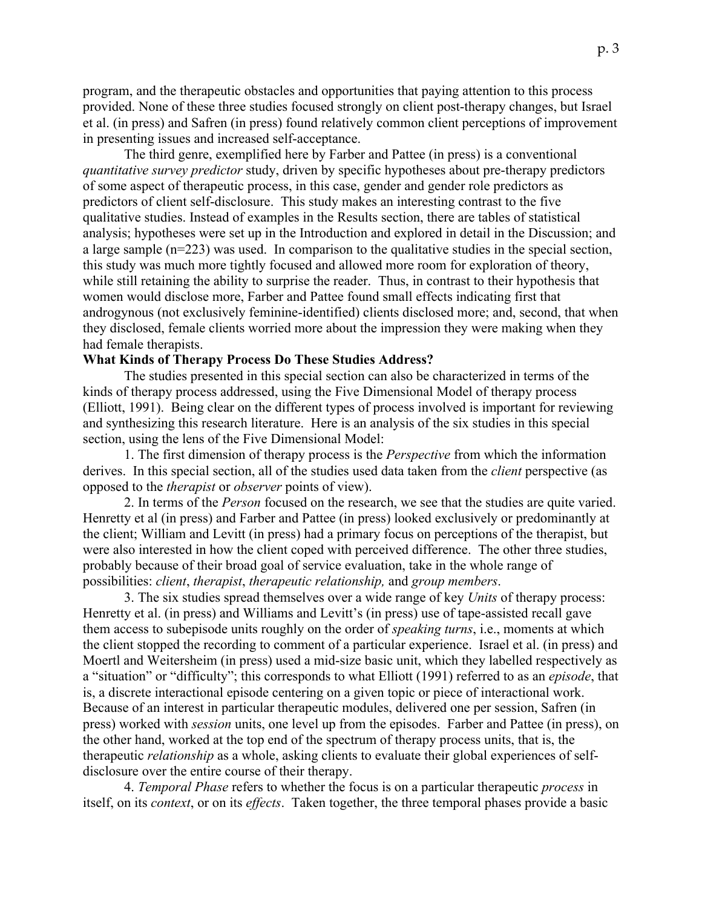program, and the therapeutic obstacles and opportunities that paying attention to this process provided. None of these three studies focused strongly on client post-therapy changes, but Israel et al. (in press) and Safren (in press) found relatively common client perceptions of improvement in presenting issues and increased self-acceptance.

The third genre, exemplified here by Farber and Pattee (in press) is a conventional *quantitative survey predictor* study, driven by specific hypotheses about pre-therapy predictors of some aspect of therapeutic process, in this case, gender and gender role predictors as predictors of client self-disclosure. This study makes an interesting contrast to the five qualitative studies. Instead of examples in the Results section, there are tables of statistical analysis; hypotheses were set up in the Introduction and explored in detail in the Discussion; and a large sample (n=223) was used. In comparison to the qualitative studies in the special section, this study was much more tightly focused and allowed more room for exploration of theory, while still retaining the ability to surprise the reader. Thus, in contrast to their hypothesis that women would disclose more, Farber and Pattee found small effects indicating first that androgynous (not exclusively feminine-identified) clients disclosed more; and, second, that when they disclosed, female clients worried more about the impression they were making when they had female therapists.

**What Kinds of Therapy Process Do These Studies Address?**

The studies presented in this special section can also be characterized in terms of the kinds of therapy process addressed, using the Five Dimensional Model of therapy process (Elliott, 1991). Being clear on the different types of process involved is important for reviewing and synthesizing this research literature. Here is an analysis of the six studies in this special section, using the lens of the Five Dimensional Model:

1. The first dimension of therapy process is the *Perspective* from which the information derives. In this special section, all of the studies used data taken from the *client* perspective (as opposed to the *therapist* or *observer* points of view).

2. In terms of the *Person* focused on the research, we see that the studies are quite varied. Henretty et al (in press) and Farber and Pattee (in press) looked exclusively or predominantly at the client; William and Levitt (in press) had a primary focus on perceptions of the therapist, but were also interested in how the client coped with perceived difference. The other three studies, probably because of their broad goal of service evaluation, take in the whole range of possibilities: *client*, *therapist*, *therapeutic relationship,* and *group members*.

3. The six studies spread themselves over a wide range of key *Units* of therapy process: Henretty et al. (in press) and Williams and Levitt's (in press) use of tape-assisted recall gave them access to subepisode units roughly on the order of *speaking turns*, i.e., moments at which the client stopped the recording to comment of a particular experience. Israel et al. (in press) and Moertl and Weitersheim (in press) used a mid-size basic unit, which they labelled respectively as a "situation" or "difficulty"; this corresponds to what Elliott (1991) referred to as an *episode*, that is, a discrete interactional episode centering on a given topic or piece of interactional work. Because of an interest in particular therapeutic modules, delivered one per session, Safren (in press) worked with *session* units, one level up from the episodes. Farber and Pattee (in press), on the other hand, worked at the top end of the spectrum of therapy process units, that is, the therapeutic *relationship* as a whole, asking clients to evaluate their global experiences of self-disclosure over the entire course of their therapy.

4. *Temporal Phase* refers to whether the focus is on a particular therapeutic *process* in itself, on its *context*, or on its *effects*. Taken together, the three temporal phases provide a basic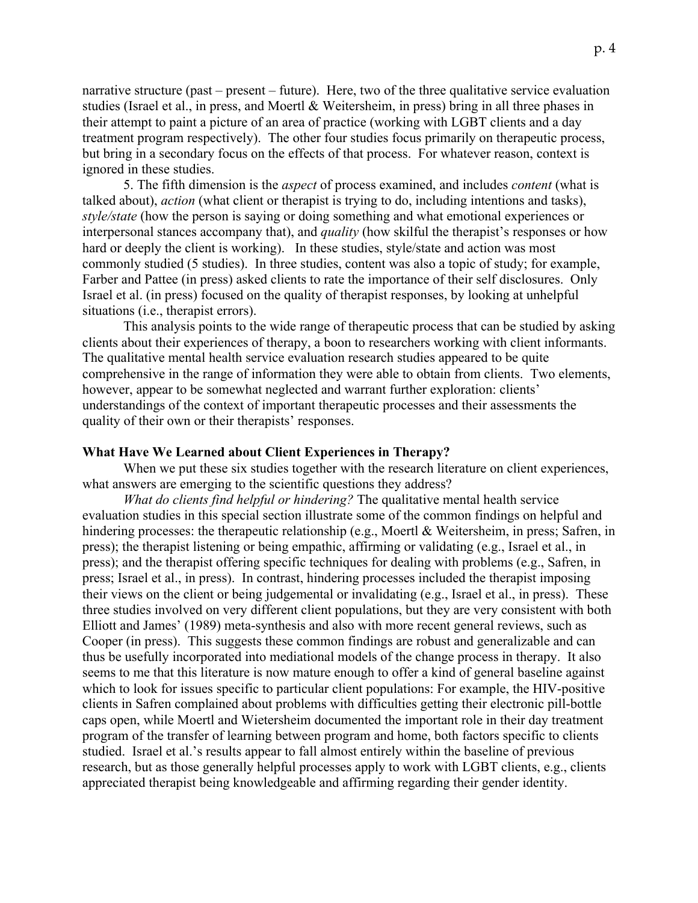narrative structure (past – present – future). Here, two of the three qualitative service evaluation studies (Israel et al., in press, and Moertl & Weitersheim, in press) bring in all three phases in their attempt to paint a picture of an area of practice (working with LGBT clients and a day treatment program respectively). The other four studies focus primarily on therapeutic process, but bring in a secondary focus on the effects of that process. For whatever reason, context is ignored in these studies.

5. The fifth dimension is the *aspect* of process examined, and includes *content* (what is talked about), *action* (what client or therapist is trying to do, including intentions and tasks), *style/state* (how the person is saying or doing something and what emotional experiences or interpersonal stances accompany that), and *quality* (how skilful the therapist's responses or how hard or deeply the client is working). In these studies, style/state and action was most commonly studied (5 studies). In three studies, content was also a topic of study; for example, Farber and Pattee (in press) asked clients to rate the importance of their self disclosures. Only Israel et al. (in press) focused on the quality of therapist responses, by looking at unhelpful situations (i.e., therapist errors).

This analysis points to the wide range of therapeutic process that can be studied by asking clients about their experiences of therapy, a boon to researchers working with client informants. The qualitative mental health service evaluation research studies appeared to be quite comprehensive in the range of information they were able to obtain from clients. Two elements, however, appear to be somewhat neglected and warrant further exploration: clients' understandings of the context of important therapeutic processes and their assessments the quality of their own or their therapists' responses.

**What Have We Learned about Client Experiences in Therapy?**

When we put these six studies together with the research literature on client experiences, what answers are emerging to the scientific questions they address?

*What do clients find helpful or hindering?* The qualitative mental health service evaluation studies in this special section illustrate some of the common findings on helpful and hindering processes: the therapeutic relationship (e.g., Moertl & Weitersheim, in press; Safren, in press); the therapist listening or being empathic, affirming or validating (e.g., Israel et al., in press); and the therapist offering specific techniques for dealing with problems (e.g., Safren, in press; Israel et al., in press). In contrast, hindering processes included the therapist imposing their views on the client or being judgemental or invalidating (e.g., Israel et al., in press). These three studies involved on very different client populations, but they are very consistent with both Elliott and James' (1989) meta-synthesis and also with more recent general reviews, such as Cooper (in press). This suggests these common findings are robust and generalizable and can thus be usefully incorporated into mediational models of the change process in therapy. It also seems to me that this literature is now mature enough to offer a kind of general baseline against which to look for issues specific to particular client populations: For example, the HIV-positive clients in Safren complained about problems with difficulties getting their electronic pill-bottle caps open, while Moertl and Wietersheim documented the important role in their day treatment program of the transfer of learning between program and home, both factors specific to clients studied. Israel et al.'s results appear to fall almost entirely within the baseline of previous research, but as those generally helpful processes apply to work with LGBT clients, e.g., clients appreciated therapist being knowledgeable and affirming regarding their gender identity.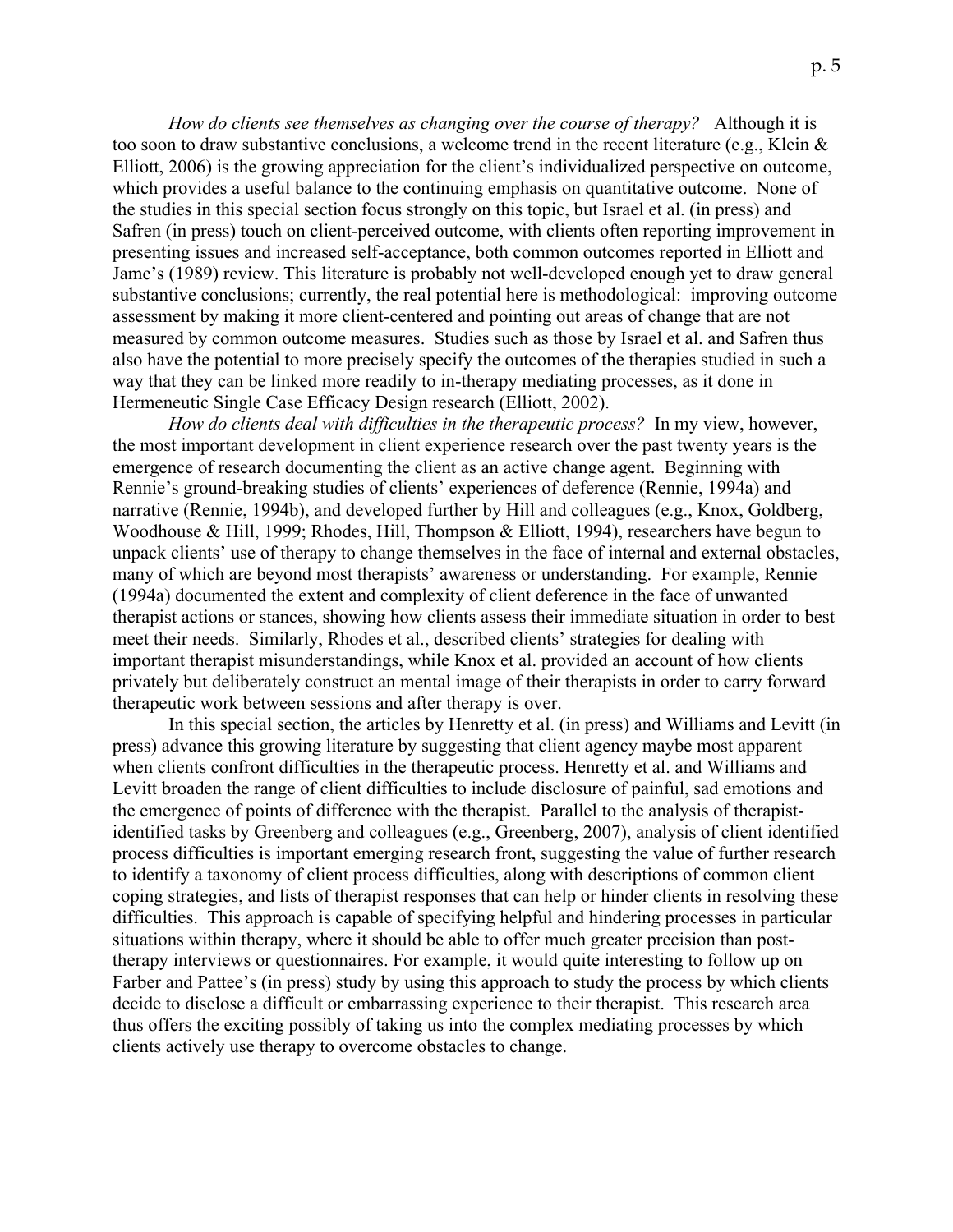*How do clients see themselves as changing over the course of therapy?* Although it is too soon to draw substantive conclusions, a welcome trend in the recent literature (e.g., Klein & Elliott, 2006) is the growing appreciation for the client's individualized perspective on outcome, which provides a useful balance to the continuing emphasis on quantitative outcome. None of the studies in this special section focus strongly on this topic, but Israel et al. (in press) and Safren (in press) touch on client-perceived outcome, with clients often reporting improvement in presenting issues and increased self-acceptance, both common outcomes reported in Elliott and Jame's (1989) review. This literature is probably not well-developed enough yet to draw general substantive conclusions; currently, the real potential here is methodological: improving outcome assessment by making it more client-centered and pointing out areas of change that are not measured by common outcome measures. Studies such as those by Israel et al. and Safren thus also have the potential to more precisely specify the outcomes of the therapies studied in such a way that they can be linked more readily to in-therapy mediating processes, as it done in Hermeneutic Single Case Efficacy Design research (Elliott, 2002).

*How do clients deal with difficulties in the therapeutic process?* In my view, however, the most important development in client experience research over the past twenty years is the emergence of research documenting the client as an active change agent. Beginning with Rennie's ground-breaking studies of clients' experiences of deference (Rennie, 1994a) and narrative (Rennie, 1994b), and developed further by Hill and colleagues (e.g., Knox, Goldberg, Woodhouse & Hill, 1999; Rhodes, Hill, Thompson & Elliott, 1994), researchers have begun to unpack clients' use of therapy to change themselves in the face of internal and external obstacles, many of which are beyond most therapists' awareness or understanding. For example, Rennie (1994a) documented the extent and complexity of client deference in the face of unwanted therapist actions or stances, showing how clients assess their immediate situation in order to best meet their needs. Similarly, Rhodes et al., described clients' strategies for dealing with important therapist misunderstandings, while Knox et al. provided an account of how clients privately but deliberately construct an mental image of their therapists in order to carry forward therapeutic work between sessions and after therapy is over.

In this special section, the articles by Henretty et al. (in press) and Williams and Levitt (in press) advance this growing literature by suggesting that client agency maybe most apparent when clients confront difficulties in the therapeutic process. Henretty et al. and Williams and Levitt broaden the range of client difficulties to include disclosure of painful, sad emotions and the emergence of points of difference with the therapist. Parallel to the analysis of therapist-identified tasks by Greenberg and colleagues (e.g., Greenberg, 2007), analysis of client identified process difficulties is important emerging research front, suggesting the value of further research to identify a taxonomy of client process difficulties, along with descriptions of common client coping strategies, and lists of therapist responses that can help or hinder clients in resolving these difficulties. This approach is capable of specifying helpful and hindering processes in particular situations within therapy, where it should be able to offer much greater precision than post-therapy interviews or questionnaires. For example, it would quite interesting to follow up on Farber and Pattee's (in press) study by using this approach to study the process by which clients decide to disclose a difficult or embarrassing experience to their therapist. This research area thus offers the exciting possibly of taking us into the complex mediating processes by which clients actively use therapy to overcome obstacles to change.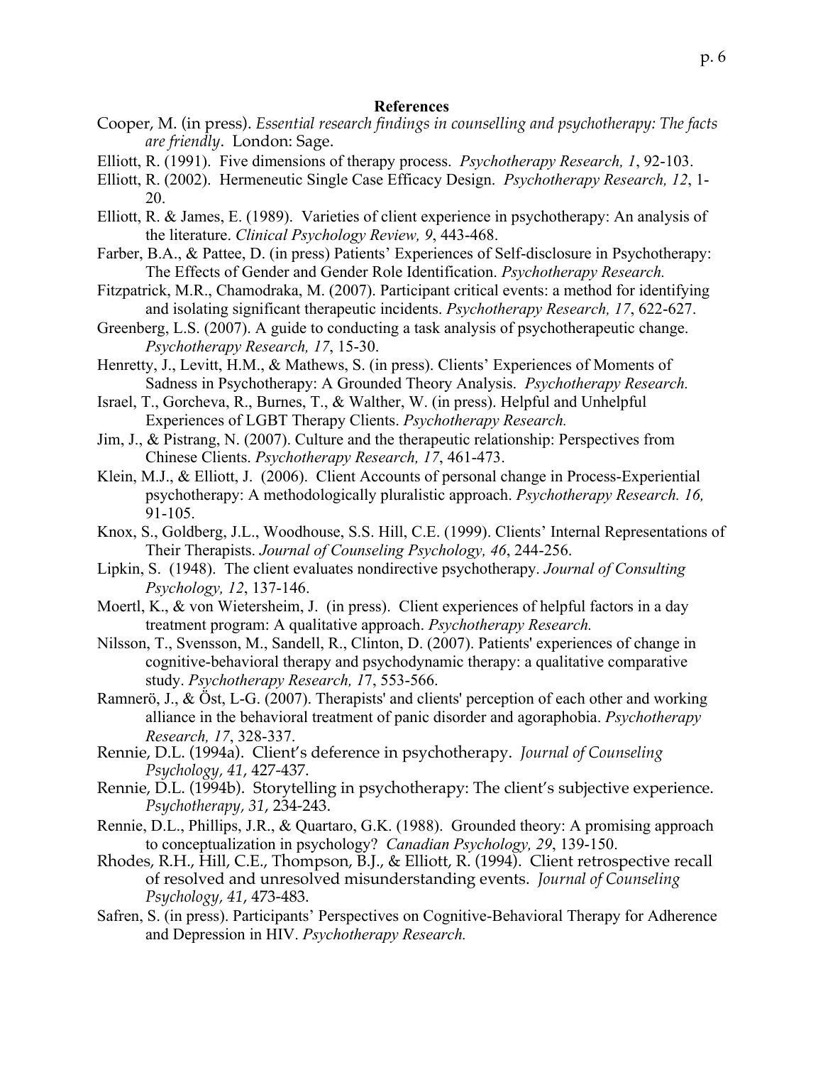## References

Cooper, M. (in press). *Essential research findings in counselling and psychotherapy: The facts are friendly*. London: Sage.

Elliott, R. (1991). Five dimensions of therapy process. *Psychotherapy Research, 1*, 92-103.

Elliott, R. (2002). Hermeneutic Single Case Efficacy Design. *Psychotherapy Research, 12*, 1-20.

Elliott, R. & James, E. (1989). Varieties of client experience in psychotherapy: An analysis of the literature. *Clinical Psychology Review, 9*, 443-468.

Farber, B.A., & Pattee, D. (in press) Patients' Experiences of Self-disclosure in Psychotherapy: The Effects of Gender and Gender Role Identification. *Psychotherapy Research.*

Fitzpatrick, M.R., Chamodraka, M. (2007). Participant critical events: a method for identifying and isolating significant therapeutic incidents. *Psychotherapy Research, 17*, 622-627.

Greenberg, L.S. (2007). A guide to conducting a task analysis of psychotherapeutic change. *Psychotherapy Research, 17*, 15-30.

Henretty, J., Levitt, H.M., & Mathews, S. (in press). Clients' Experiences of Moments of Sadness in Psychotherapy: A Grounded Theory Analysis. *Psychotherapy Research.*

Israel, T., Gorcheva, R., Burnes, T., & Walther, W. (in press). Helpful and Unhelpful Experiences of LGBT Therapy Clients. *Psychotherapy Research.*

Jim, J., & Pistrang, N. (2007). Culture and the therapeutic relationship: Perspectives from Chinese Clients. *Psychotherapy Research, 17*, 461-473.

Klein, M.J., & Elliott, J. (2006). Client Accounts of personal change in Process-Experiential psychotherapy: A methodologically pluralistic approach. *Psychotherapy Research. 16,* 91-105.

Knox, S., Goldberg, J.L., Woodhouse, S.S. Hill, C.E. (1999). Clients' Internal Representations of Their Therapists. *Journal of Counseling Psychology, 46*, 244-256.

Lipkin, S. (1948). The client evaluates nondirective psychotherapy. *Journal of Consulting Psychology, 12*, 137-146.

Moertl, K., & von Wietersheim, J. (in press). Client experiences of helpful factors in a day treatment program: A qualitative approach. *Psychotherapy Research.*

Nilsson, T., Svensson, M., Sandell, R., Clinton, D. (2007). Patients' experiences of change in cognitive-behavioral therapy and psychodynamic therapy: a qualitative comparative study. *Psychotherapy Research, 17*, 553-566.

Ramnerö, J., & Öst, L-G. (2007). Therapists' and clients' perception of each other and working alliance in the behavioral treatment of panic disorder and agoraphobia. *Psychotherapy Research, 17*, 328-337.

Rennie, D.L. (1994a). Client's deference in psychotherapy. *Journal of Counseling Psychology, 41*, 427-437.

Rennie, D.L. (1994b). Storytelling in psychotherapy: The client's subjective experience. *Psychotherapy, 31*, 234-243.

Rennie, D.L., Phillips, J.R., & Quartaro, G.K. (1988). Grounded theory: A promising approach to conceptualization in psychology? *Canadian Psychology, 29*, 139-150.

Rhodes, R.H., Hill, C.E., Thompson, B.J., & Elliott, R. (1994). Client retrospective recall of resolved and unresolved misunderstanding events. *Journal of Counseling Psychology, 41*, 473-483.

Safren, S. (in press). Participants' Perspectives on Cognitive-Behavioral Therapy for Adherence and Depression in HIV. *Psychotherapy Research.*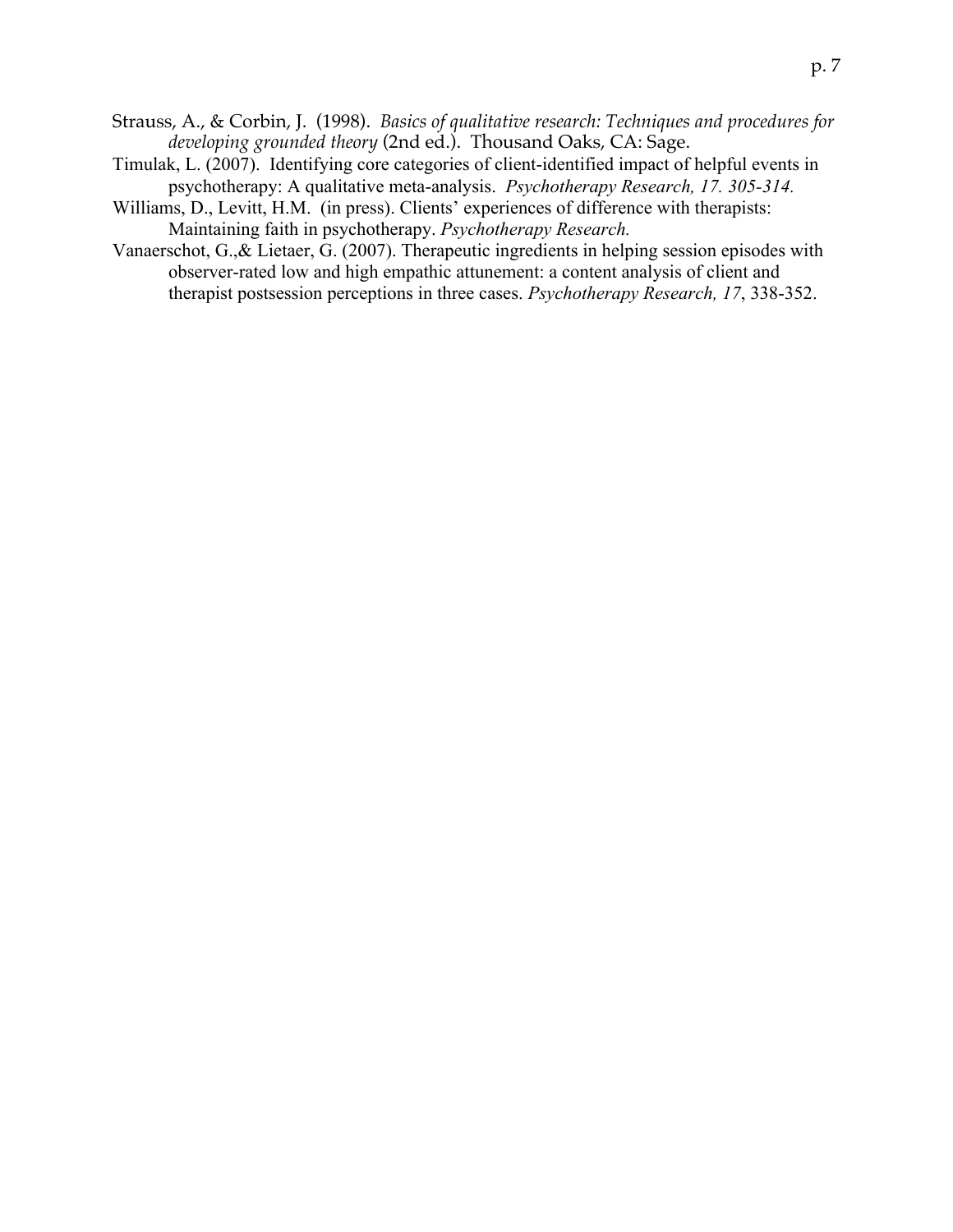Strauss, A., & Corbin, J. (1998). *Basics of qualitative research: Techniques and procedures for developing grounded theory* (2nd ed.). Thousand Oaks, CA: Sage.

Timulak, L. (2007). Identifying core categories of client-identified impact of helpful events in psychotherapy: A qualitative meta-analysis. *Psychotherapy Research, 17. 305-314.*

Williams, D., Levitt, H.M. (in press). Clients' experiences of difference with therapists: Maintaining faith in psychotherapy. *Psychotherapy Research.*

Vanaerschot, G.,& Lietaer, G. (2007). Therapeutic ingredients in helping session episodes with observer-rated low and high empathic attunement: a content analysis of client and therapist postsession perceptions in three cases. *Psychotherapy Research, 17*, 338-352.